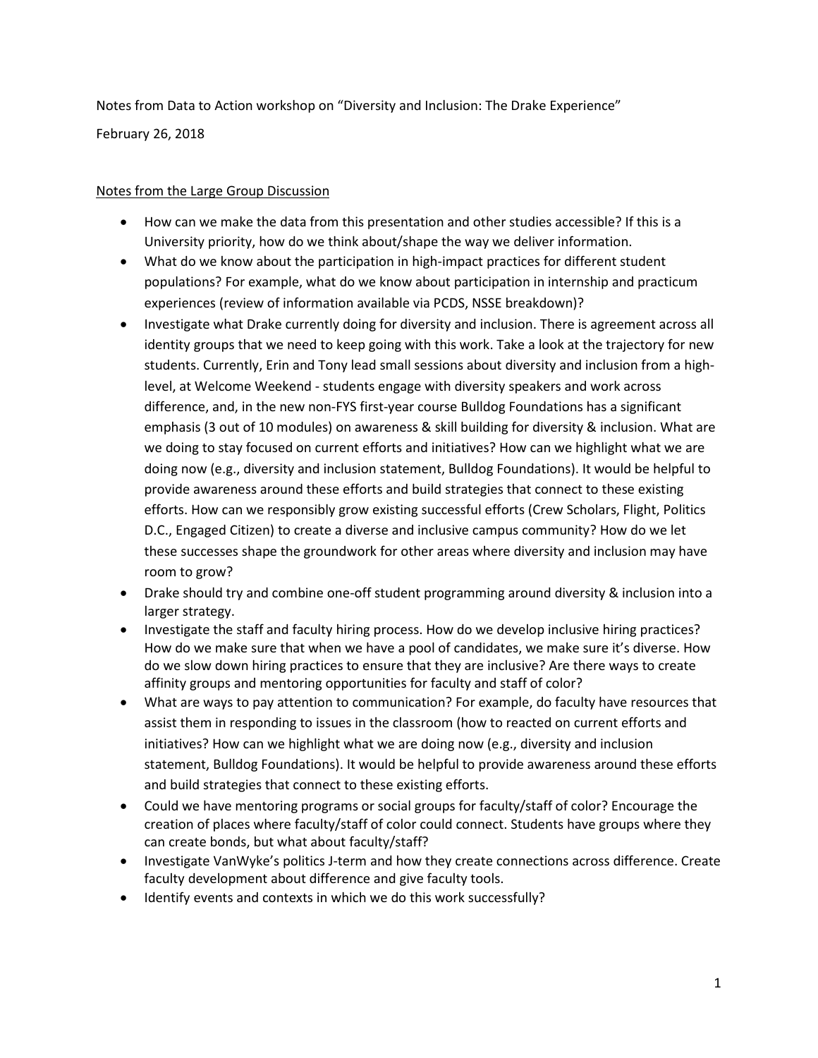Notes from Data to Action workshop on “Diversity and Inclusion: The Drake Experience”

February 26, 2018

<u>Notes from the Large Group Discussion</u>

- How can we make the data from this presentation and other studies accessible? If this is a University priority, how do we think about/shape the way we deliver information.
- What do we know about the participation in high-impact practices for different student populations? For example, what do we know about participation in internship and practicum experiences (review of information available via PCDS, NSSE breakdown)?
- Investigate what Drake currently doing for diversity and inclusion. There is agreement across all identity groups that we need to keep going with this work. Take a look at the trajectory for new students. Currently, Erin and Tony lead small sessions about diversity and inclusion from a high-level, at Welcome Weekend - students engage with diversity speakers and work across difference, and, in the new non-FYS first-year course Bulldog Foundations has a significant emphasis (3 out of 10 modules) on awareness & skill building for diversity & inclusion. What are we doing to stay focused on current efforts and initiatives? How can we highlight what we are doing now (e.g., diversity and inclusion statement, Bulldog Foundations). It would be helpful to provide awareness around these efforts and build strategies that connect to these existing efforts. How can we responsibly grow existing successful efforts (Crew Scholars, Flight, Politics D.C., Engaged Citizen) to create a diverse and inclusive campus community? How do we let these successes shape the groundwork for other areas where diversity and inclusion may have room to grow?
- Drake should try and combine one-off student programming around diversity & inclusion into a larger strategy.
- Investigate the staff and faculty hiring process. How do we develop inclusive hiring practices? How do we make sure that when we have a pool of candidates, we make sure it’s diverse. How do we slow down hiring practices to ensure that they are inclusive? Are there ways to create affinity groups and mentoring opportunities for faculty and staff of color?
- What are ways to pay attention to communication? For example, do faculty have resources that assist them in responding to issues in the classroom (how to reacted on current efforts and initiatives? How can we highlight what we are doing now (e.g., diversity and inclusion statement, Bulldog Foundations). It would be helpful to provide awareness around these efforts and build strategies that connect to these existing efforts.
- Could we have mentoring programs or social groups for faculty/staff of color? Encourage the creation of places where faculty/staff of color could connect. Students have groups where they can create bonds, but what about faculty/staff?
- Investigate VanWyke’s politics J-term and how they create connections across difference. Create faculty development about difference and give faculty tools.
- Identify events and contexts in which we do this work successfully?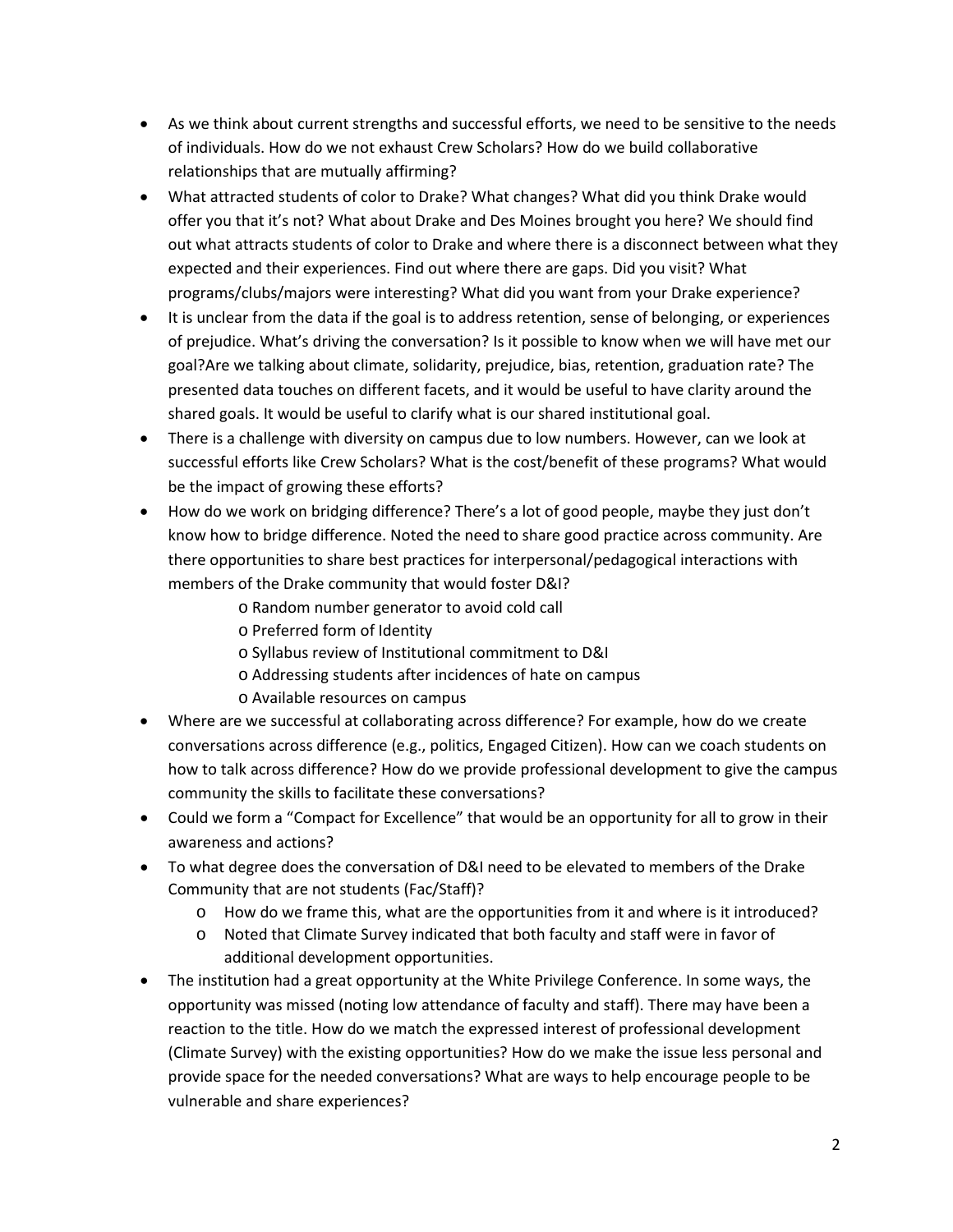- As we think about current strengths and successful efforts, we need to be sensitive to the needs of individuals. How do we not exhaust Crew Scholars? How do we build collaborative relationships that are mutually affirming?
- What attracted students of color to Drake? What changes? What did you think Drake would offer you that it's not? What about Drake and Des Moines brought you here? We should find out what attracts students of color to Drake and where there is a disconnect between what they expected and their experiences. Find out where there are gaps. Did you visit? What programs/clubs/majors were interesting? What did you want from your Drake experience?
- It is unclear from the data if the goal is to address retention, sense of belonging, or experiences of prejudice. What's driving the conversation? Is it possible to know when we will have met our goal?Are we talking about climate, solidarity, prejudice, bias, retention, graduation rate? The presented data touches on different facets, and it would be useful to have clarity around the shared goals. It would be useful to clarify what is our shared institutional goal.
- There is a challenge with diversity on campus due to low numbers. However, can we look at successful efforts like Crew Scholars? What is the cost/benefit of these programs? What would be the impact of growing these efforts?
- How do we work on bridging difference? There's a lot of good people, maybe they just don't know how to bridge difference. Noted the need to share good practice across community. Are there opportunities to share best practices for interpersonal/pedagogical interactions with members of the Drake community that would foster D&I?
    - Random number generator to avoid cold call
    - Preferred form of Identity
    - Syllabus review of Institutional commitment to D&I
    - Addressing students after incidences of hate on campus
    - Available resources on campus
- Where are we successful at collaborating across difference? For example, how do we create conversations across difference (e.g., politics, Engaged Citizen). How can we coach students on how to talk across difference? How do we provide professional development to give the campus community the skills to facilitate these conversations?
- Could we form a "Compact for Excellence" that would be an opportunity for all to grow in their awareness and actions?
- To what degree does the conversation of D&I need to be elevated to members of the Drake Community that are not students (Fac/Staff)?
    - How do we frame this, what are the opportunities from it and where is it introduced?
    - Noted that Climate Survey indicated that both faculty and staff were in favor of additional development opportunities.
- The institution had a great opportunity at the White Privilege Conference. In some ways, the opportunity was missed (noting low attendance of faculty and staff). There may have been a reaction to the title. How do we match the expressed interest of professional development (Climate Survey) with the existing opportunities? How do we make the issue less personal and provide space for the needed conversations? What are ways to help encourage people to be vulnerable and share experiences?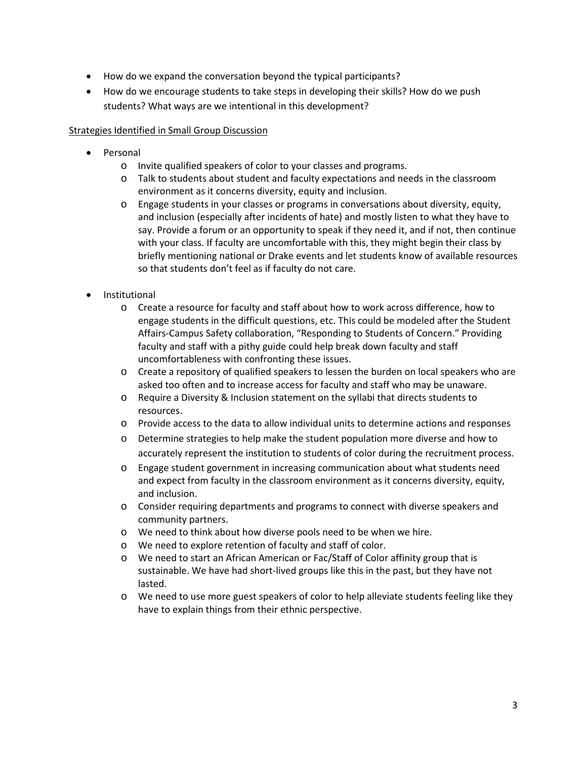- How do we expand the conversation beyond the typical participants?
- How do we encourage students to take steps in developing their skills? How do we push students? What ways are we intentional in this development?

<u>Strategies Identified in Small Group Discussion</u>

- Personal
  - Invite qualified speakers of color to your classes and programs.
  - Talk to students about student and faculty expectations and needs in the classroom environment as it concerns diversity, equity and inclusion.
  - Engage students in your classes or programs in conversations about diversity, equity, and inclusion (especially after incidents of hate) and mostly listen to what they have to say. Provide a forum or an opportunity to speak if they need it, and if not, then continue with your class. If faculty are uncomfortable with this, they might begin their class by briefly mentioning national or Drake events and let students know of available resources so that students don't feel as if faculty do not care.

- Institutional
  - Create a resource for faculty and staff about how to work across difference, how to engage students in the difficult questions, etc. This could be modeled after the Student Affairs-Campus Safety collaboration, "Responding to Students of Concern." Providing faculty and staff with a pithy guide could help break down faculty and staff uncomfortableness with confronting these issues.
  - Create a repository of qualified speakers to lessen the burden on local speakers who are asked too often and to increase access for faculty and staff who may be unaware.
  - Require a Diversity & Inclusion statement on the syllabi that directs students to resources.
  - Provide access to the data to allow individual units to determine actions and responses
  - Determine strategies to help make the student population more diverse and how to accurately represent the institution to students of color during the recruitment process.
  - Engage student government in increasing communication about what students need and expect from faculty in the classroom environment as it concerns diversity, equity, and inclusion.
  - Consider requiring departments and programs to connect with diverse speakers and community partners.
  - We need to think about how diverse pools need to be when we hire.
  - We need to explore retention of faculty and staff of color.
  - We need to start an African American or Fac/Staff of Color affinity group that is sustainable. We have had short-lived groups like this in the past, but they have not lasted.
  - We need to use more guest speakers of color to help alleviate students feeling like they have to explain things from their ethnic perspective.